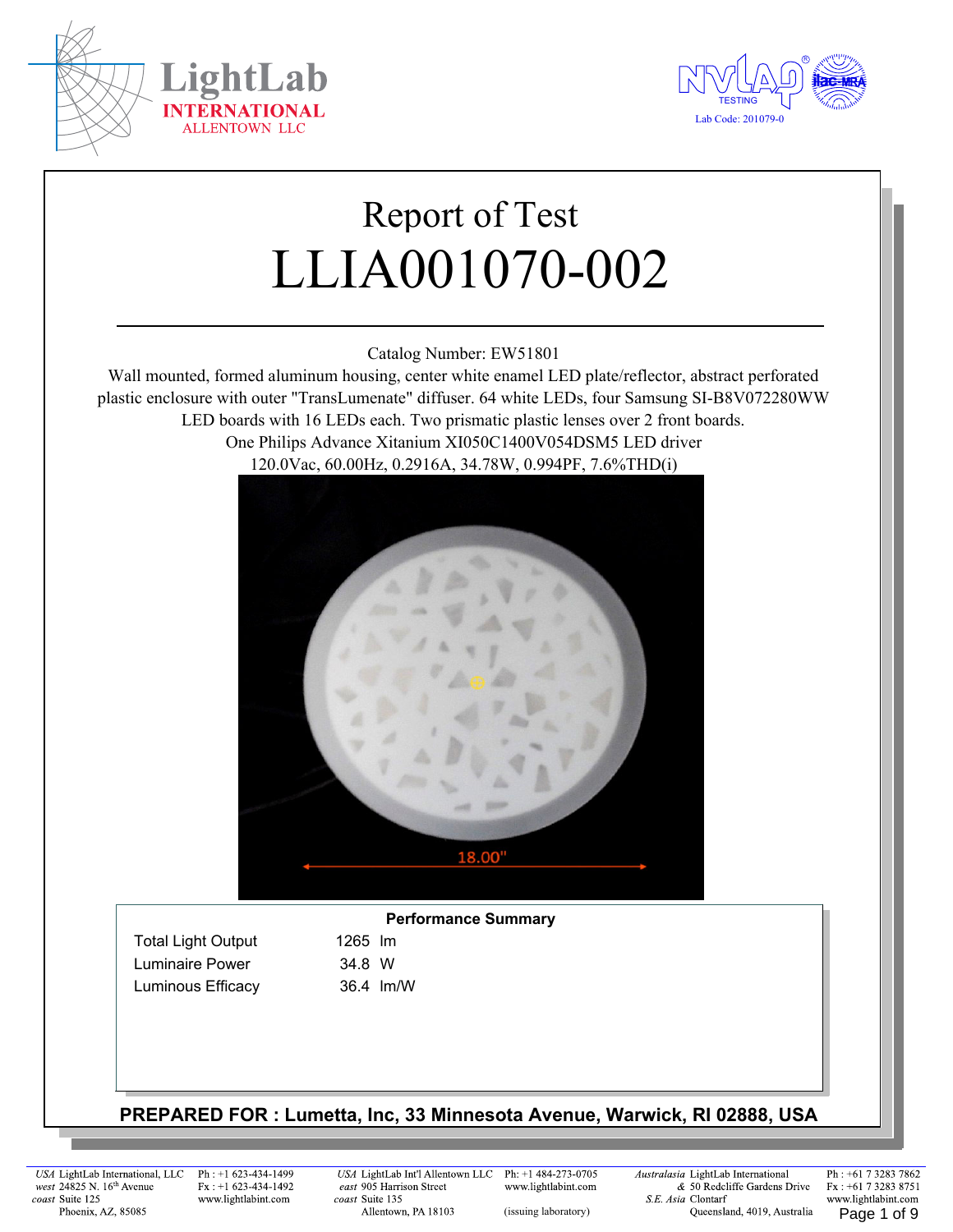LightLab INTERNATIONAL ALLENTOWN LLC

NVLAP TESTING ilac-MRA

Lab Code: 201079-0

# Report of Test

# LLIA001070-002

Catalog Number: EW51801

Wall mounted, formed aluminum housing, center white enamel LED plate/reflector, abstract perforated plastic enclosure with outer "TransLumenate" diffuser. 64 white LEDs, four Samsung SI-B8V072280WW LED boards with 16 LEDs each. Two prismatic plastic lenses over 2 front boards.

One Philips Advance Xitanium XI050C1400V054DSM5 LED driver

120.0Vac, 60.00Hz, 0.2916A, 34.78W, 0.994PF, 7.6%THD(i)

18.00"

**Performance Summary**

| | | |
|---|---|---|
| Total Light Output | 1265 | lm |
| Luminaire Power | 34.8 | W |
| Luminous Efficacy | 36.4 | lm/W |

**PREPARED FOR : Lumetta, Inc, 33 Minnesota Avenue, Warwick, RI 02888, USA**

*USA west coast* LightLab International, LLC, 24825 N. 16th Avenue, Suite 125, Phoenix, AZ, 85085 — Ph : +1 623-434-1499, Fx : +1 623-434-1492, www.lightlabint.com

*USA east coast* LightLab Int'l Allentown LLC, 905 Harrison Street, Suite 135, Allentown, PA 18103 — Ph: +1 484-273-0705, www.lightlabint.com (issuing laboratory)

*Australasia & S.E. Asia* LightLab International, 50 Redcliffe Gardens Drive, Clontarf, Queensland, 4019, Australia — Ph : +61 7 3283 7862, Fx : +61 7 3283 8751, www.lightlabint.com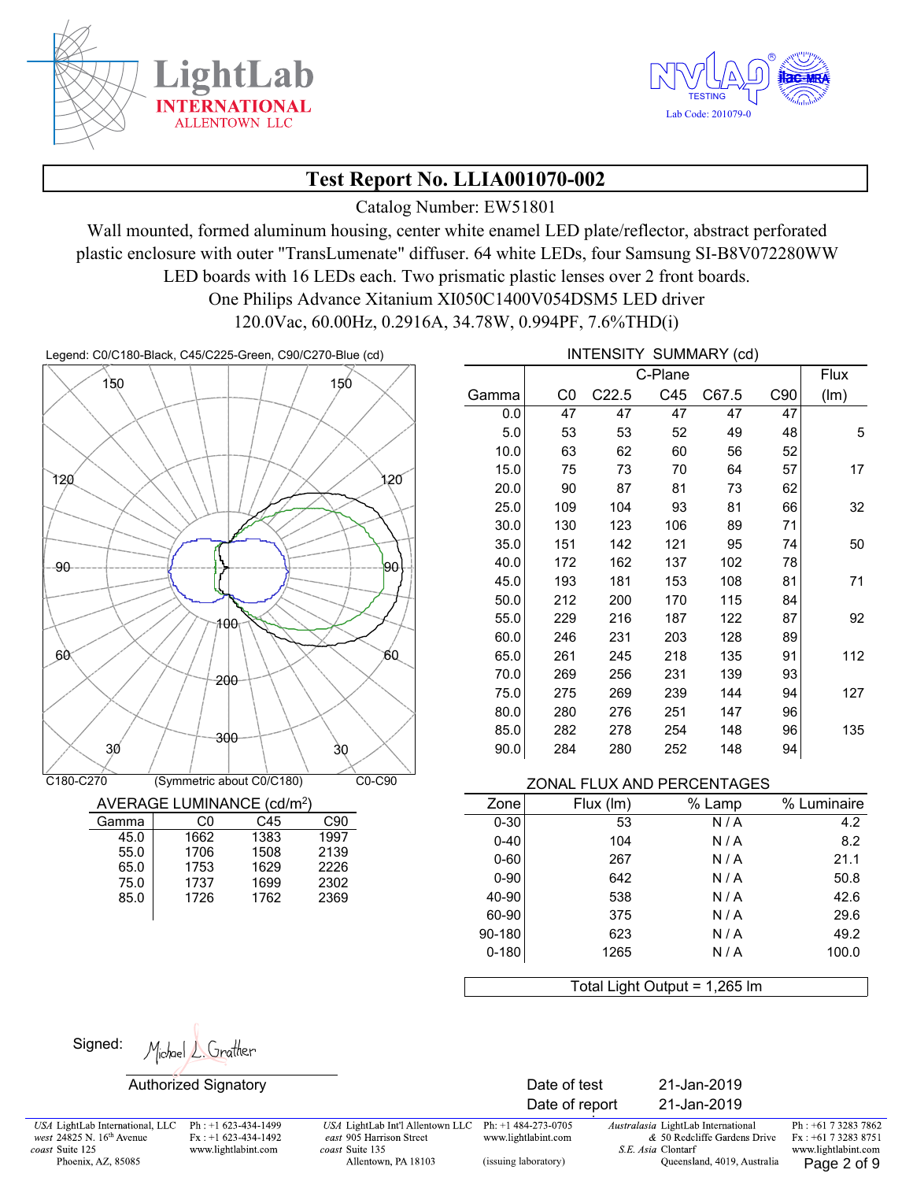LightLab INTERNATIONAL ALLENTOWN LLC

NVLAP TESTING Lab Code: 201079-0

# Test Report No. LLIA001070-002

Catalog Number: EW51801

Wall mounted, formed aluminum housing, center white enamel LED plate/reflector, abstract perforated plastic enclosure with outer "TransLumenate" diffuser. 64 white LEDs, four Samsung SI-B8V072280WW LED boards with 16 LEDs each. Two prismatic plastic lenses over 2 front boards.
One Philips Advance Xitanium XI050C1400V054DSM5 LED driver
120.0Vac, 60.00Hz, 0.2916A, 34.78W, 0.994PF, 7.6%THD(i)

Legend: C0/C180-Black, C45/C225-Green, C90/C270-Blue (cd)

C180-C270 (Symmetric about C0/C180) C0-C90

### INTENSITY SUMMARY (cd)

| Gamma | C0 | C22.5 | C45 | C67.5 | C90 | Flux (lm) |
|---|---|---|---|---|---|---|
| 0.0 | 47 | 47 | 47 | 47 | 47 | |
| 5.0 | 53 | 53 | 52 | 49 | 48 | 5 |
| 10.0 | 63 | 62 | 60 | 56 | 52 | |
| 15.0 | 75 | 73 | 70 | 64 | 57 | 17 |
| 20.0 | 90 | 87 | 81 | 73 | 62 | |
| 25.0 | 109 | 104 | 93 | 81 | 66 | 32 |
| 30.0 | 130 | 123 | 106 | 89 | 71 | |
| 35.0 | 151 | 142 | 121 | 95 | 74 | 50 |
| 40.0 | 172 | 162 | 137 | 102 | 78 | |
| 45.0 | 193 | 181 | 153 | 108 | 81 | 71 |
| 50.0 | 212 | 200 | 170 | 115 | 84 | |
| 55.0 | 229 | 216 | 187 | 122 | 87 | 92 |
| 60.0 | 246 | 231 | 203 | 128 | 89 | |
| 65.0 | 261 | 245 | 218 | 135 | 91 | 112 |
| 70.0 | 269 | 256 | 231 | 139 | 93 | |
| 75.0 | 275 | 269 | 239 | 144 | 94 | 127 |
| 80.0 | 280 | 276 | 251 | 147 | 96 | |
| 85.0 | 282 | 278 | 254 | 148 | 96 | 135 |
| 90.0 | 284 | 280 | 252 | 148 | 94 | |

### AVERAGE LUMINANCE (cd/m$^2$)

| Gamma | C0 | C45 | C90 |
|---|---|---|---|
| 45.0 | 1662 | 1383 | 1997 |
| 55.0 | 1706 | 1508 | 2139 |
| 65.0 | 1753 | 1629 | 2226 |
| 75.0 | 1737 | 1699 | 2302 |
| 85.0 | 1726 | 1762 | 2369 |

### ZONAL FLUX AND PERCENTAGES

| Zone | Flux (lm) | % Lamp | % Luminaire |
|---|---|---|---|
| 0-30 | 53 | N / A | 4.2 |
| 0-40 | 104 | N / A | 8.2 |
| 0-60 | 267 | N / A | 21.1 |
| 0-90 | 642 | N / A | 50.8 |
| 40-90 | 538 | N / A | 42.6 |
| 60-90 | 375 | N / A | 29.6 |
| 90-180 | 623 | N / A | 49.2 |
| 0-180 | 1265 | N / A | 100.0 |

Total Light Output = 1,265 lm

Signed: Michael L. Grather

Authorized Signatory

Date of test 21-Jan-2019
Date of report 21-Jan-2019

*USA west coast* LightLab International, LLC 24825 N. 16th Avenue Suite 125 Phoenix, AZ, 85085 Ph : +1 623-434-1499 Fx : +1 623-434-1492 www.lightlabint.com
*USA east coast* LightLab Int'l Allentown LLC 905 Harrison Street Suite 135 Allentown, PA 18103 Ph: +1 484-273-0705 www.lightlabint.com (issuing laboratory)
*Australasia & S.E. Asia* LightLab International 50 Redcliffe Gardens Drive Clontarf Queensland, 4019, Australia Ph : +61 7 3283 7862 Fx : +61 7 3283 8751 www.lightlabint.com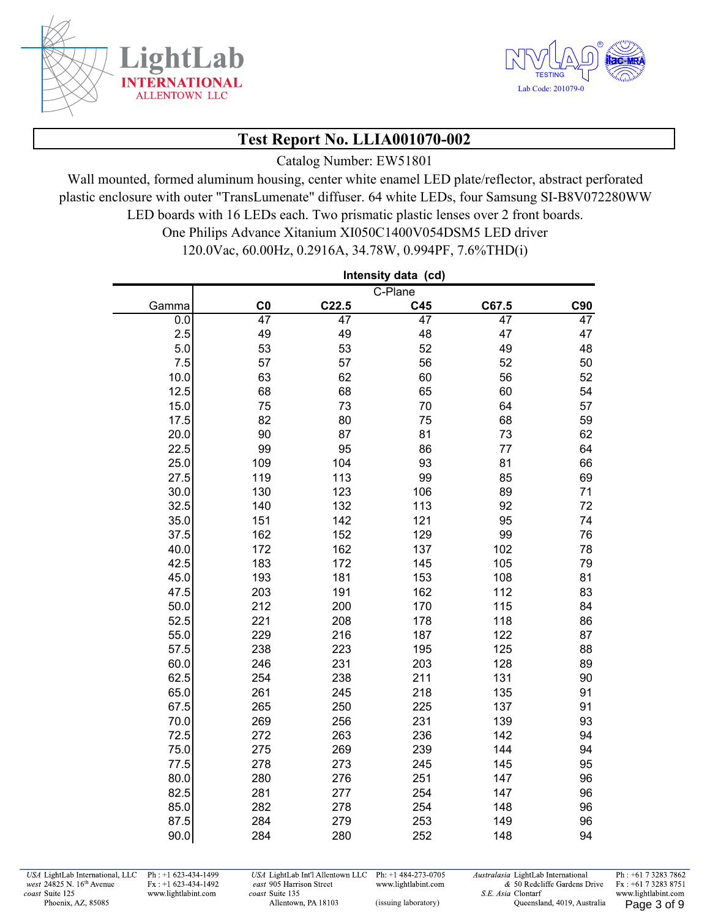# Test Report No. LLIA001070-002

Catalog Number: EW51801

Wall mounted, formed aluminum housing, center white enamel LED plate/reflector, abstract perforated plastic enclosure with outer "TransLumenate" diffuser. 64 white LEDs, four Samsung SI-B8V072280WW LED boards with 16 LEDs each. Two prismatic plastic lenses over 2 front boards.

One Philips Advance Xitanium XI050C1400V054DSM5 LED driver

120.0Vac, 60.00Hz, 0.2916A, 34.78W, 0.994PF, 7.6%THD(i)

**Intensity data (cd)**

| | C-Plane | | | | |
|---|---|---|---|---|---|
| Gamma | C0 | C22.5 | C45 | C67.5 | C90 |
| 0.0 | 47 | 47 | 47 | 47 | 47 |
| 2.5 | 49 | 49 | 48 | 47 | 47 |
| 5.0 | 53 | 53 | 52 | 49 | 48 |
| 7.5 | 57 | 57 | 56 | 52 | 50 |
| 10.0 | 63 | 62 | 60 | 56 | 52 |
| 12.5 | 68 | 68 | 65 | 60 | 54 |
| 15.0 | 75 | 73 | 70 | 64 | 57 |
| 17.5 | 82 | 80 | 75 | 68 | 59 |
| 20.0 | 90 | 87 | 81 | 73 | 62 |
| 22.5 | 99 | 95 | 86 | 77 | 64 |
| 25.0 | 109 | 104 | 93 | 81 | 66 |
| 27.5 | 119 | 113 | 99 | 85 | 69 |
| 30.0 | 130 | 123 | 106 | 89 | 71 |
| 32.5 | 140 | 132 | 113 | 92 | 72 |
| 35.0 | 151 | 142 | 121 | 95 | 74 |
| 37.5 | 162 | 152 | 129 | 99 | 76 |
| 40.0 | 172 | 162 | 137 | 102 | 78 |
| 42.5 | 183 | 172 | 145 | 105 | 79 |
| 45.0 | 193 | 181 | 153 | 108 | 81 |
| 47.5 | 203 | 191 | 162 | 112 | 83 |
| 50.0 | 212 | 200 | 170 | 115 | 84 |
| 52.5 | 221 | 208 | 178 | 118 | 86 |
| 55.0 | 229 | 216 | 187 | 122 | 87 |
| 57.5 | 238 | 223 | 195 | 125 | 88 |
| 60.0 | 246 | 231 | 203 | 128 | 89 |
| 62.5 | 254 | 238 | 211 | 131 | 90 |
| 65.0 | 261 | 245 | 218 | 135 | 91 |
| 67.5 | 265 | 250 | 225 | 137 | 91 |
| 70.0 | 269 | 256 | 231 | 139 | 93 |
| 72.5 | 272 | 263 | 236 | 142 | 94 |
| 75.0 | 275 | 269 | 239 | 144 | 94 |
| 77.5 | 278 | 273 | 245 | 145 | 95 |
| 80.0 | 280 | 276 | 251 | 147 | 96 |
| 82.5 | 281 | 277 | 254 | 147 | 96 |
| 85.0 | 282 | 278 | 254 | 148 | 96 |
| 87.5 | 284 | 279 | 253 | 149 | 96 |
| 90.0 | 284 | 280 | 252 | 148 | 94 |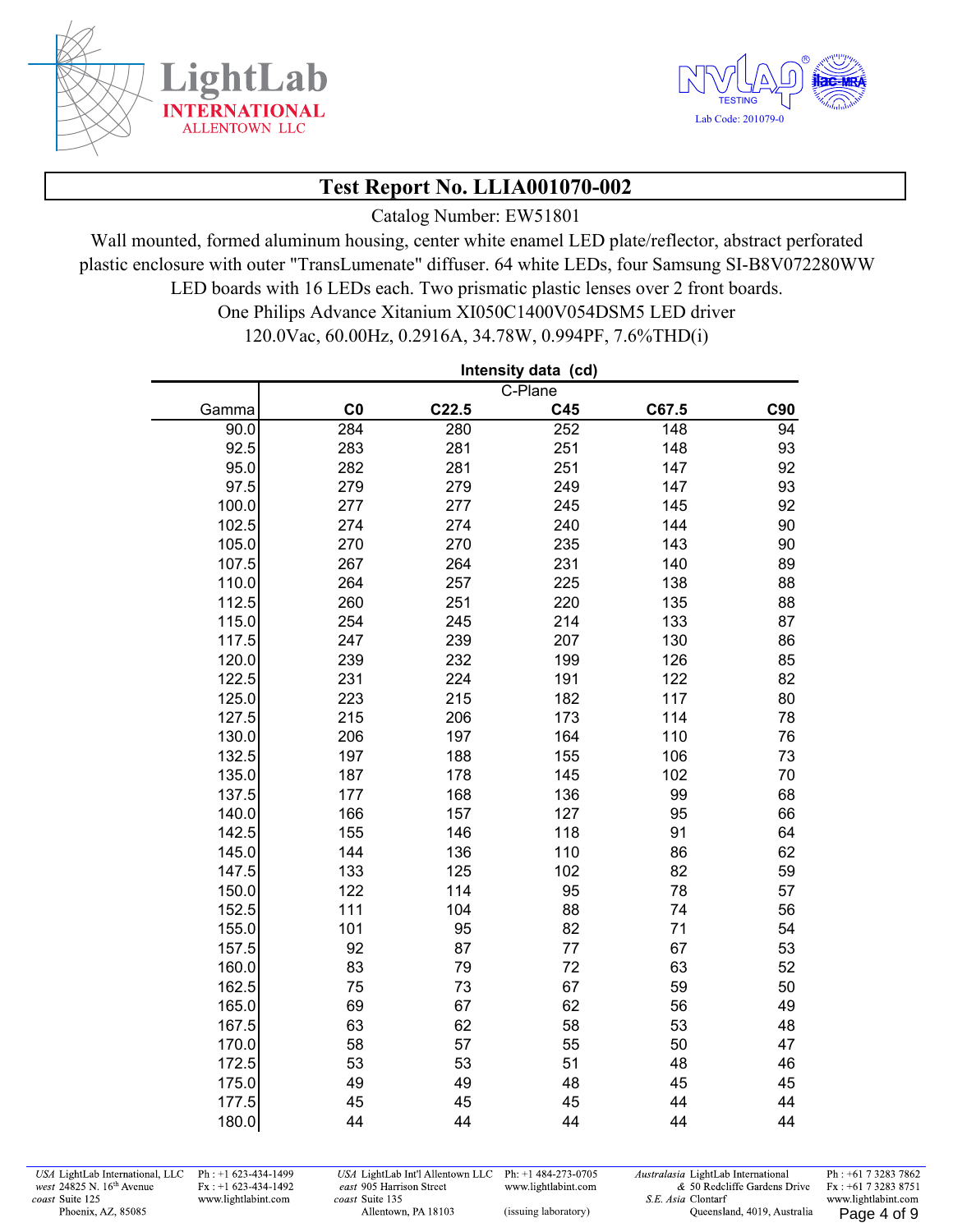LightLab INTERNATIONAL ALLENTOWN LLC

NVLAP TESTING Lab Code: 201079-0

# Test Report No. LLIA001070-002

Catalog Number: EW51801

Wall mounted, formed aluminum housing, center white enamel LED plate/reflector, abstract perforated plastic enclosure with outer "TransLumenate" diffuser. 64 white LEDs, four Samsung SI-B8V072280WW LED boards with 16 LEDs each. Two prismatic plastic lenses over 2 front boards.

One Philips Advance Xitanium XI050C1400V054DSM5 LED driver

120.0Vac, 60.00Hz, 0.2916A, 34.78W, 0.994PF, 7.6%THD(i)

**Intensity data (cd)**

| | C-Plane | | | | |
|---|---|---|---|---|---|
| Gamma | **C0** | **C22.5** | **C45** | **C67.5** | **C90** |
| 90.0 | 284 | 280 | 252 | 148 | 94 |
| 92.5 | 283 | 281 | 251 | 148 | 93 |
| 95.0 | 282 | 281 | 251 | 147 | 92 |
| 97.5 | 279 | 279 | 249 | 147 | 93 |
| 100.0 | 277 | 277 | 245 | 145 | 92 |
| 102.5 | 274 | 274 | 240 | 144 | 90 |
| 105.0 | 270 | 270 | 235 | 143 | 90 |
| 107.5 | 267 | 264 | 231 | 140 | 89 |
| 110.0 | 264 | 257 | 225 | 138 | 88 |
| 112.5 | 260 | 251 | 220 | 135 | 88 |
| 115.0 | 254 | 245 | 214 | 133 | 87 |
| 117.5 | 247 | 239 | 207 | 130 | 86 |
| 120.0 | 239 | 232 | 199 | 126 | 85 |
| 122.5 | 231 | 224 | 191 | 122 | 82 |
| 125.0 | 223 | 215 | 182 | 117 | 80 |
| 127.5 | 215 | 206 | 173 | 114 | 78 |
| 130.0 | 206 | 197 | 164 | 110 | 76 |
| 132.5 | 197 | 188 | 155 | 106 | 73 |
| 135.0 | 187 | 178 | 145 | 102 | 70 |
| 137.5 | 177 | 168 | 136 | 99 | 68 |
| 140.0 | 166 | 157 | 127 | 95 | 66 |
| 142.5 | 155 | 146 | 118 | 91 | 64 |
| 145.0 | 144 | 136 | 110 | 86 | 62 |
| 147.5 | 133 | 125 | 102 | 82 | 59 |
| 150.0 | 122 | 114 | 95 | 78 | 57 |
| 152.5 | 111 | 104 | 88 | 74 | 56 |
| 155.0 | 101 | 95 | 82 | 71 | 54 |
| 157.5 | 92 | 87 | 77 | 67 | 53 |
| 160.0 | 83 | 79 | 72 | 63 | 52 |
| 162.5 | 75 | 73 | 67 | 59 | 50 |
| 165.0 | 69 | 67 | 62 | 56 | 49 |
| 167.5 | 63 | 62 | 58 | 53 | 48 |
| 170.0 | 58 | 57 | 55 | 50 | 47 |
| 172.5 | 53 | 53 | 51 | 48 | 46 |
| 175.0 | 49 | 49 | 48 | 45 | 45 |
| 177.5 | 45 | 45 | 45 | 44 | 44 |
| 180.0 | 44 | 44 | 44 | 44 | 44 |

*USA west coast* LightLab International, LLC 24825 N. 16th Avenue Suite 125 Phoenix, AZ, 85085 — Ph : +1 623-434-1499 Fx : +1 623-434-1492 www.lightlabint.com

*USA east coast* LightLab Int'l Allentown LLC 905 Harrison Street Suite 135 Allentown, PA 18103 — Ph: +1 484-273-0705 www.lightlabint.com (issuing laboratory)

*Australasia & S.E. Asia* LightLab International 50 Redcliffe Gardens Drive Clontarf Queensland, 4019, Australia — Ph : +61 7 3283 7862 Fx : +61 7 3283 8751 www.lightlabint.com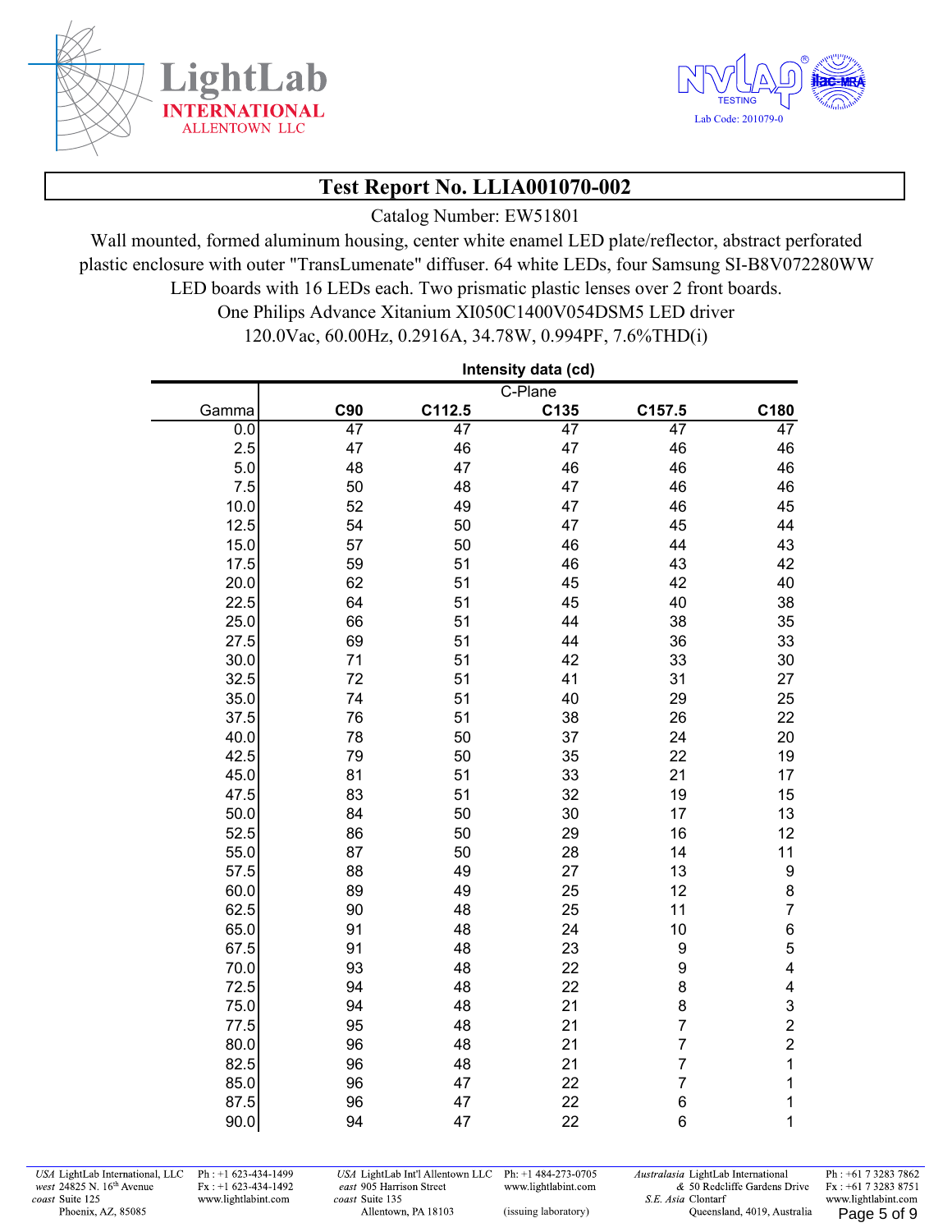## Test Report No. LLIA001070-002

Catalog Number: EW51801

Wall mounted, formed aluminum housing, center white enamel LED plate/reflector, abstract perforated plastic enclosure with outer "TransLumenate" diffuser. 64 white LEDs, four Samsung SI-B8V072280WW LED boards with 16 LEDs each. Two prismatic plastic lenses over 2 front boards. One Philips Advance Xitanium XI050C1400V054DSM5 LED driver

120.0Vac, 60.00Hz, 0.2916A, 34.78W, 0.994PF, 7.6%THD(i)

**Intensity data (cd)**

| | C-Plane | | | | |
|---|---|---|---|---|---|
| Gamma | C90 | C112.5 | C135 | C157.5 | C180 |
| 0.0 | 47 | 47 | 47 | 47 | 47 |
| 2.5 | 47 | 46 | 47 | 46 | 46 |
| 5.0 | 48 | 47 | 46 | 46 | 46 |
| 7.5 | 50 | 48 | 47 | 46 | 46 |
| 10.0 | 52 | 49 | 47 | 46 | 45 |
| 12.5 | 54 | 50 | 47 | 45 | 44 |
| 15.0 | 57 | 50 | 46 | 44 | 43 |
| 17.5 | 59 | 51 | 46 | 43 | 42 |
| 20.0 | 62 | 51 | 45 | 42 | 40 |
| 22.5 | 64 | 51 | 45 | 40 | 38 |
| 25.0 | 66 | 51 | 44 | 38 | 35 |
| 27.5 | 69 | 51 | 44 | 36 | 33 |
| 30.0 | 71 | 51 | 42 | 33 | 30 |
| 32.5 | 72 | 51 | 41 | 31 | 27 |
| 35.0 | 74 | 51 | 40 | 29 | 25 |
| 37.5 | 76 | 51 | 38 | 26 | 22 |
| 40.0 | 78 | 50 | 37 | 24 | 20 |
| 42.5 | 79 | 50 | 35 | 22 | 19 |
| 45.0 | 81 | 51 | 33 | 21 | 17 |
| 47.5 | 83 | 51 | 32 | 19 | 15 |
| 50.0 | 84 | 50 | 30 | 17 | 13 |
| 52.5 | 86 | 50 | 29 | 16 | 12 |
| 55.0 | 87 | 50 | 28 | 14 | 11 |
| 57.5 | 88 | 49 | 27 | 13 | 9 |
| 60.0 | 89 | 49 | 25 | 12 | 8 |
| 62.5 | 90 | 48 | 25 | 11 | 7 |
| 65.0 | 91 | 48 | 24 | 10 | 6 |
| 67.5 | 91 | 48 | 23 | 9 | 5 |
| 70.0 | 93 | 48 | 22 | 9 | 4 |
| 72.5 | 94 | 48 | 22 | 8 | 4 |
| 75.0 | 94 | 48 | 21 | 8 | 3 |
| 77.5 | 95 | 48 | 21 | 7 | 2 |
| 80.0 | 96 | 48 | 21 | 7 | 2 |
| 82.5 | 96 | 48 | 21 | 7 | 1 |
| 85.0 | 96 | 47 | 22 | 7 | 1 |
| 87.5 | 96 | 47 | 22 | 6 | 1 |
| 90.0 | 94 | 47 | 22 | 6 | 1 |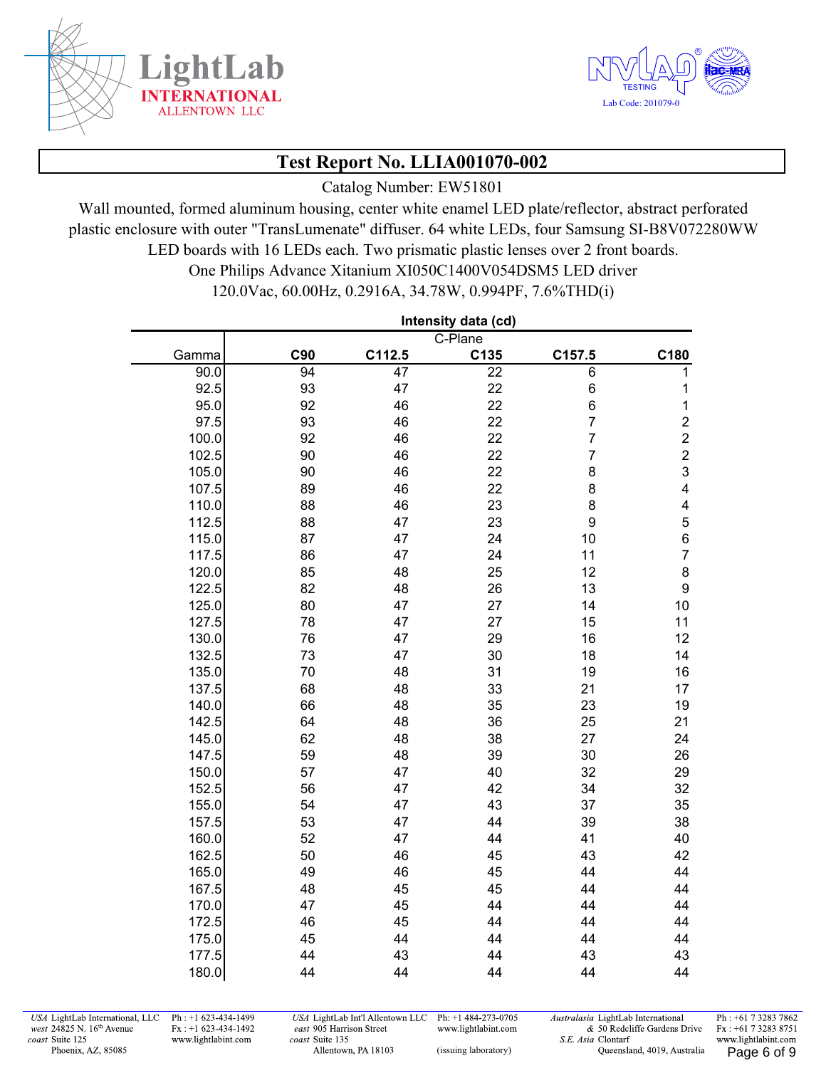# Test Report No. LLIA001070-002

Catalog Number: EW51801

Wall mounted, formed aluminum housing, center white enamel LED plate/reflector, abstract perforated plastic enclosure with outer "TransLumenate" diffuser. 64 white LEDs, four Samsung SI-B8V072280WW LED boards with 16 LEDs each. Two prismatic plastic lenses over 2 front boards.
One Philips Advance Xitanium XI050C1400V054DSM5 LED driver
120.0Vac, 60.00Hz, 0.2916A, 34.78W, 0.994PF, 7.6%THD(i)

**Intensity data (cd)**

| | C-Plane | | | | |
|---|---|---|---|---|---|
| Gamma | C90 | C112.5 | C135 | C157.5 | C180 |
| 90.0 | 94 | 47 | 22 | 6 | 1 |
| 92.5 | 93 | 47 | 22 | 6 | 1 |
| 95.0 | 92 | 46 | 22 | 6 | 1 |
| 97.5 | 93 | 46 | 22 | 7 | 2 |
| 100.0 | 92 | 46 | 22 | 7 | 2 |
| 102.5 | 90 | 46 | 22 | 7 | 2 |
| 105.0 | 90 | 46 | 22 | 8 | 3 |
| 107.5 | 89 | 46 | 22 | 8 | 4 |
| 110.0 | 88 | 46 | 23 | 8 | 4 |
| 112.5 | 88 | 47 | 23 | 9 | 5 |
| 115.0 | 87 | 47 | 24 | 10 | 6 |
| 117.5 | 86 | 47 | 24 | 11 | 7 |
| 120.0 | 85 | 48 | 25 | 12 | 8 |
| 122.5 | 82 | 48 | 26 | 13 | 9 |
| 125.0 | 80 | 47 | 27 | 14 | 10 |
| 127.5 | 78 | 47 | 27 | 15 | 11 |
| 130.0 | 76 | 47 | 29 | 16 | 12 |
| 132.5 | 73 | 47 | 30 | 18 | 14 |
| 135.0 | 70 | 48 | 31 | 19 | 16 |
| 137.5 | 68 | 48 | 33 | 21 | 17 |
| 140.0 | 66 | 48 | 35 | 23 | 19 |
| 142.5 | 64 | 48 | 36 | 25 | 21 |
| 145.0 | 62 | 48 | 38 | 27 | 24 |
| 147.5 | 59 | 48 | 39 | 30 | 26 |
| 150.0 | 57 | 47 | 40 | 32 | 29 |
| 152.5 | 56 | 47 | 42 | 34 | 32 |
| 155.0 | 54 | 47 | 43 | 37 | 35 |
| 157.5 | 53 | 47 | 44 | 39 | 38 |
| 160.0 | 52 | 47 | 44 | 41 | 40 |
| 162.5 | 50 | 46 | 45 | 43 | 42 |
| 165.0 | 49 | 46 | 45 | 44 | 44 |
| 167.5 | 48 | 45 | 45 | 44 | 44 |
| 170.0 | 47 | 45 | 44 | 44 | 44 |
| 172.5 | 46 | 45 | 44 | 44 | 44 |
| 175.0 | 45 | 44 | 44 | 44 | 44 |
| 177.5 | 44 | 43 | 44 | 43 | 43 |
| 180.0 | 44 | 44 | 44 | 44 | 44 |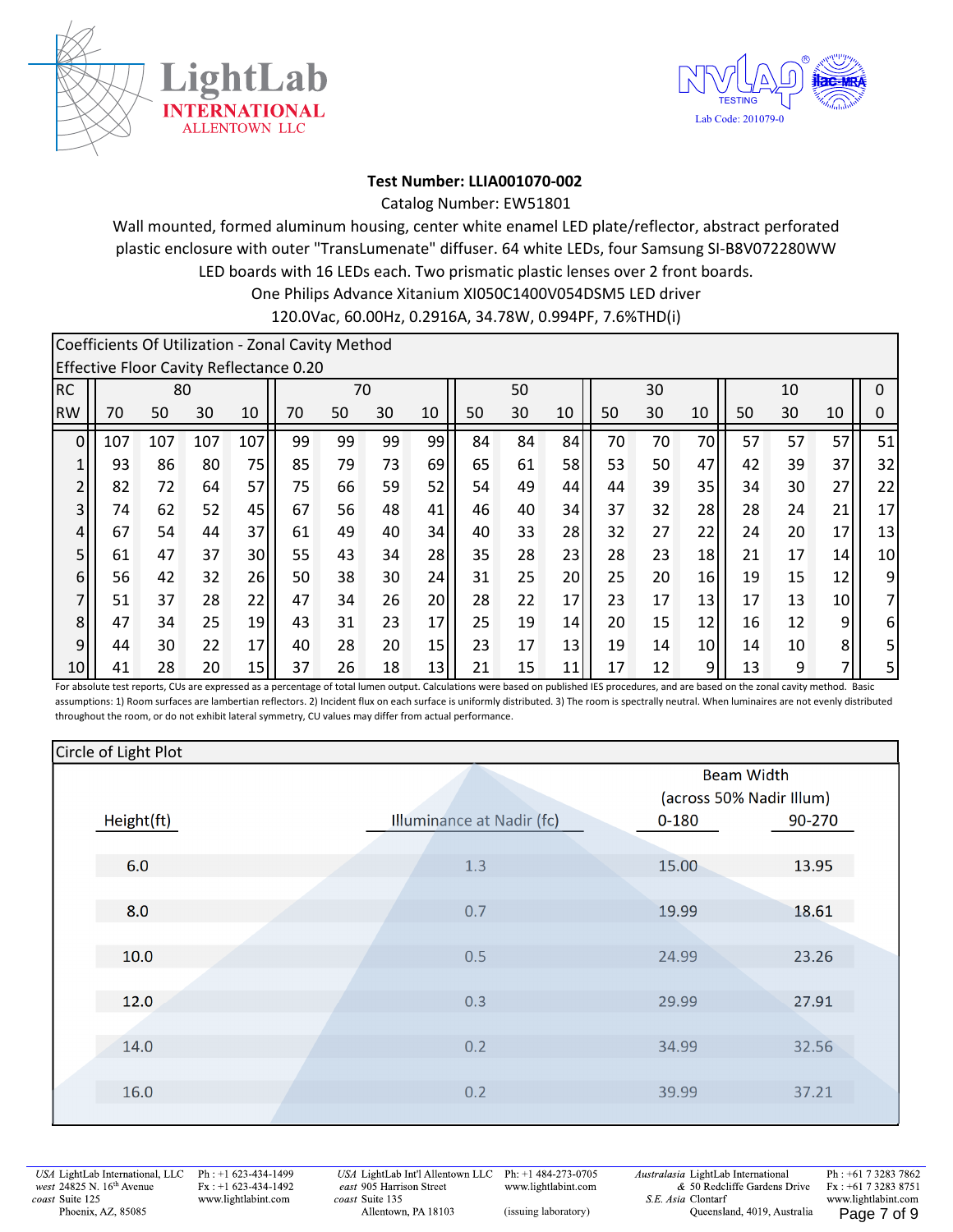**Test Number: LLIA001070-002**

Catalog Number: EW51801

Wall mounted, formed aluminum housing, center white enamel LED plate/reflector, abstract perforated plastic enclosure with outer "TransLumenate" diffuser. 64 white LEDs, four Samsung SI-B8V072280WW LED boards with 16 LEDs each. Two prismatic plastic lenses over 2 front boards.

One Philips Advance Xitanium XI050C1400V054DSM5 LED driver

120.0Vac, 60.00Hz, 0.2916A, 34.78W, 0.994PF, 7.6%THD(i)

## Coefficients Of Utilization - Zonal Cavity Method

Effective Floor Cavity Reflectance 0.20

| RC | 80 | | | | 70 | | | | 50 | | | 30 | | | 10 | | | 0 |
|---|---|---|---|---|---|---|---|---|---|---|---|---|---|---|---|---|---|---|
| RW | 70 | 50 | 30 | 10 | 70 | 50 | 30 | 10 | 50 | 30 | 10 | 50 | 30 | 10 | 50 | 30 | 10 | 0 |
| 0 | 107 | 107 | 107 | 107 | 99 | 99 | 99 | 99 | 84 | 84 | 84 | 70 | 70 | 70 | 57 | 57 | 57 | 51 |
| 1 | 93 | 86 | 80 | 75 | 85 | 79 | 73 | 69 | 65 | 61 | 58 | 53 | 50 | 47 | 42 | 39 | 37 | 32 |
| 2 | 82 | 72 | 64 | 57 | 75 | 66 | 59 | 52 | 54 | 49 | 44 | 44 | 39 | 35 | 34 | 30 | 27 | 22 |
| 3 | 74 | 62 | 52 | 45 | 67 | 56 | 48 | 41 | 46 | 40 | 34 | 37 | 32 | 28 | 28 | 24 | 21 | 17 |
| 4 | 67 | 54 | 44 | 37 | 61 | 49 | 40 | 34 | 40 | 33 | 28 | 32 | 27 | 22 | 24 | 20 | 17 | 13 |
| 5 | 61 | 47 | 37 | 30 | 55 | 43 | 34 | 28 | 35 | 28 | 23 | 28 | 23 | 18 | 21 | 17 | 14 | 10 |
| 6 | 56 | 42 | 32 | 26 | 50 | 38 | 30 | 24 | 31 | 25 | 20 | 25 | 20 | 16 | 19 | 15 | 12 | 9 |
| 7 | 51 | 37 | 28 | 22 | 47 | 34 | 26 | 20 | 28 | 22 | 17 | 23 | 17 | 13 | 17 | 13 | 10 | 7 |
| 8 | 47 | 34 | 25 | 19 | 43 | 31 | 23 | 17 | 25 | 19 | 14 | 20 | 15 | 12 | 16 | 12 | 9 | 6 |
| 9 | 44 | 30 | 22 | 17 | 40 | 28 | 20 | 15 | 23 | 17 | 13 | 19 | 14 | 10 | 14 | 10 | 8 | 5 |
| 10 | 41 | 28 | 20 | 15 | 37 | 26 | 18 | 13 | 21 | 15 | 11 | 17 | 12 | 9 | 13 | 9 | 7 | 5 |

For absolute test reports, CUs are expressed as a percentage of total lumen output. Calculations were based on published IES procedures, and are based on the zonal cavity method. Basic assumptions: 1) Room surfaces are lambertian reflectors. 2) Incident flux on each surface is uniformly distributed. 3) The room is spectrally neutral. When luminaires are not evenly distributed throughout the room, or do not exhibit lateral symmetry, CU values may differ from actual performance.

## Circle of Light Plot

| Height(ft) | Illuminance at Nadir (fc) | Beam Width (across 50% Nadir Illum) 0-180 | 90-270 |
|---|---|---|---|
| 6.0 | 1.3 | 15.00 | 13.95 |
| 8.0 | 0.7 | 19.99 | 18.61 |
| 10.0 | 0.5 | 24.99 | 23.26 |
| 12.0 | 0.3 | 29.99 | 27.91 |
| 14.0 | 0.2 | 34.99 | 32.56 |
| 16.0 | 0.2 | 39.99 | 37.21 |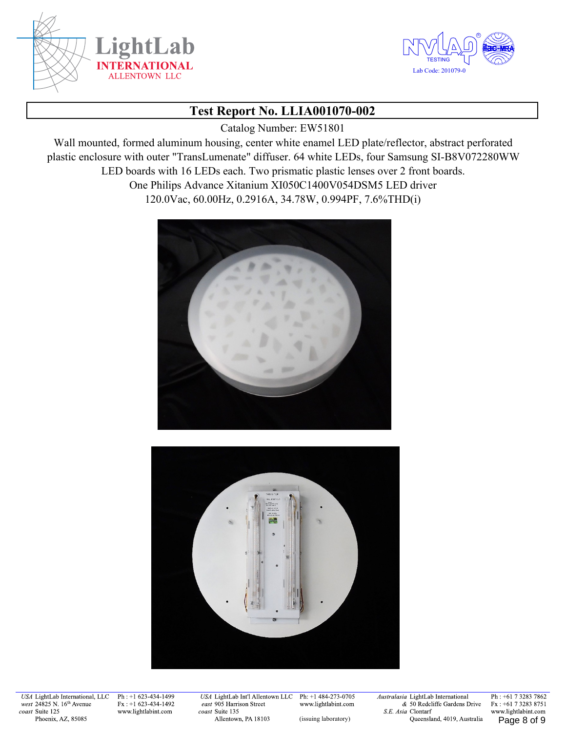# Test Report No. LLIA001070-002

Catalog Number: EW51801

Wall mounted, formed aluminum housing, center white enamel LED plate/reflector, abstract perforated plastic enclosure with outer "TransLumenate" diffuser. 64 white LEDs, four Samsung SI-B8V072280WW LED boards with 16 LEDs each. Two prismatic plastic lenses over 2 front boards.

One Philips Advance Xitanium XI050C1400V054DSM5 LED driver

120.0Vac, 60.00Hz, 0.2916A, 34.78W, 0.994PF, 7.6%THD(i)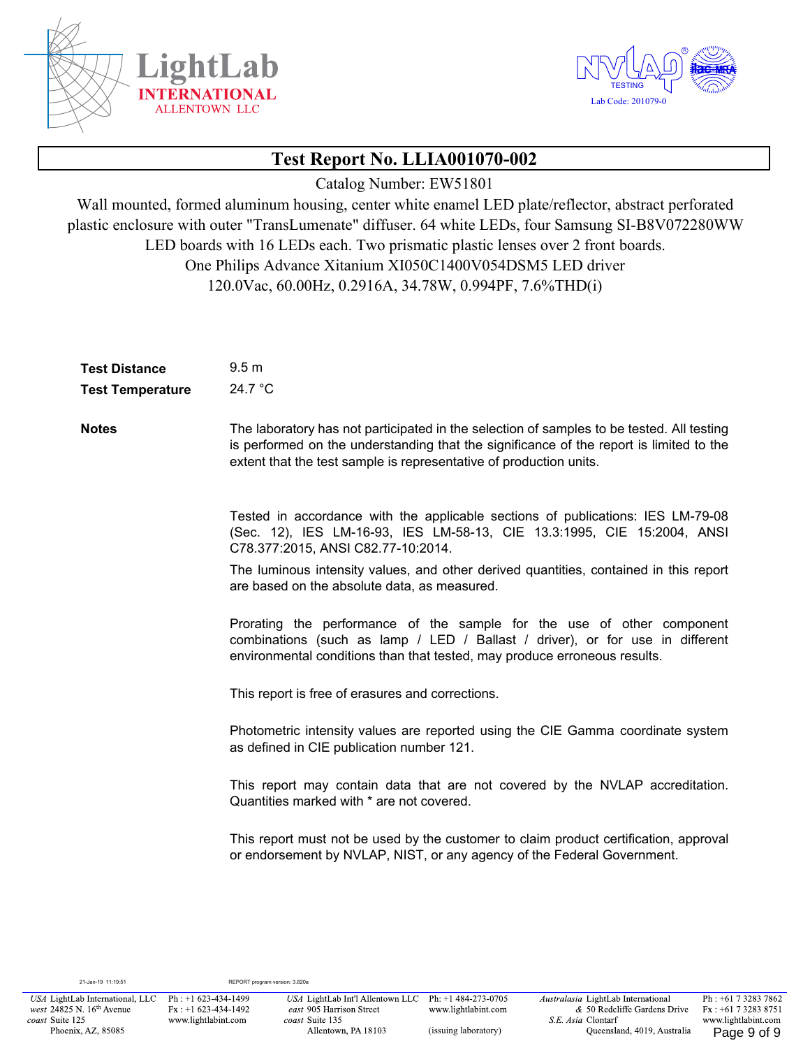# Test Report No. LLIA001070-002

Catalog Number: EW51801

Wall mounted, formed aluminum housing, center white enamel LED plate/reflector, abstract perforated plastic enclosure with outer "TransLumenate" diffuser. 64 white LEDs, four Samsung SI-B8V072280WW LED boards with 16 LEDs each. Two prismatic plastic lenses over 2 front boards.
One Philips Advance Xitanium XI050C1400V054DSM5 LED driver
120.0Vac, 60.00Hz, 0.2916A, 34.78W, 0.994PF, 7.6%THD(i)

**Test Distance** 9.5 m

**Test Temperature** 24.7 °C

**Notes**

The laboratory has not participated in the selection of samples to be tested. All testing is performed on the understanding that the significance of the report is limited to the extent that the test sample is representative of production units.

Tested in accordance with the applicable sections of publications: IES LM-79-08 (Sec. 12), IES LM-16-93, IES LM-58-13, CIE 13.3:1995, CIE 15:2004, ANSI C78.377:2015, ANSI C82.77-10:2014.

The luminous intensity values, and other derived quantities, contained in this report are based on the absolute data, as measured.

Prorating the performance of the sample for the use of other component combinations (such as lamp / LED / Ballast / driver), or for use in different environmental conditions than that tested, may produce erroneous results.

This report is free of erasures and corrections.

Photometric intensity values are reported using the CIE Gamma coordinate system as defined in CIE publication number 121.

This report may contain data that are not covered by the NVLAP accreditation. Quantities marked with * are not covered.

This report must not be used by the customer to claim product certification, approval or endorsement by NVLAP, NIST, or any agency of the Federal Government.